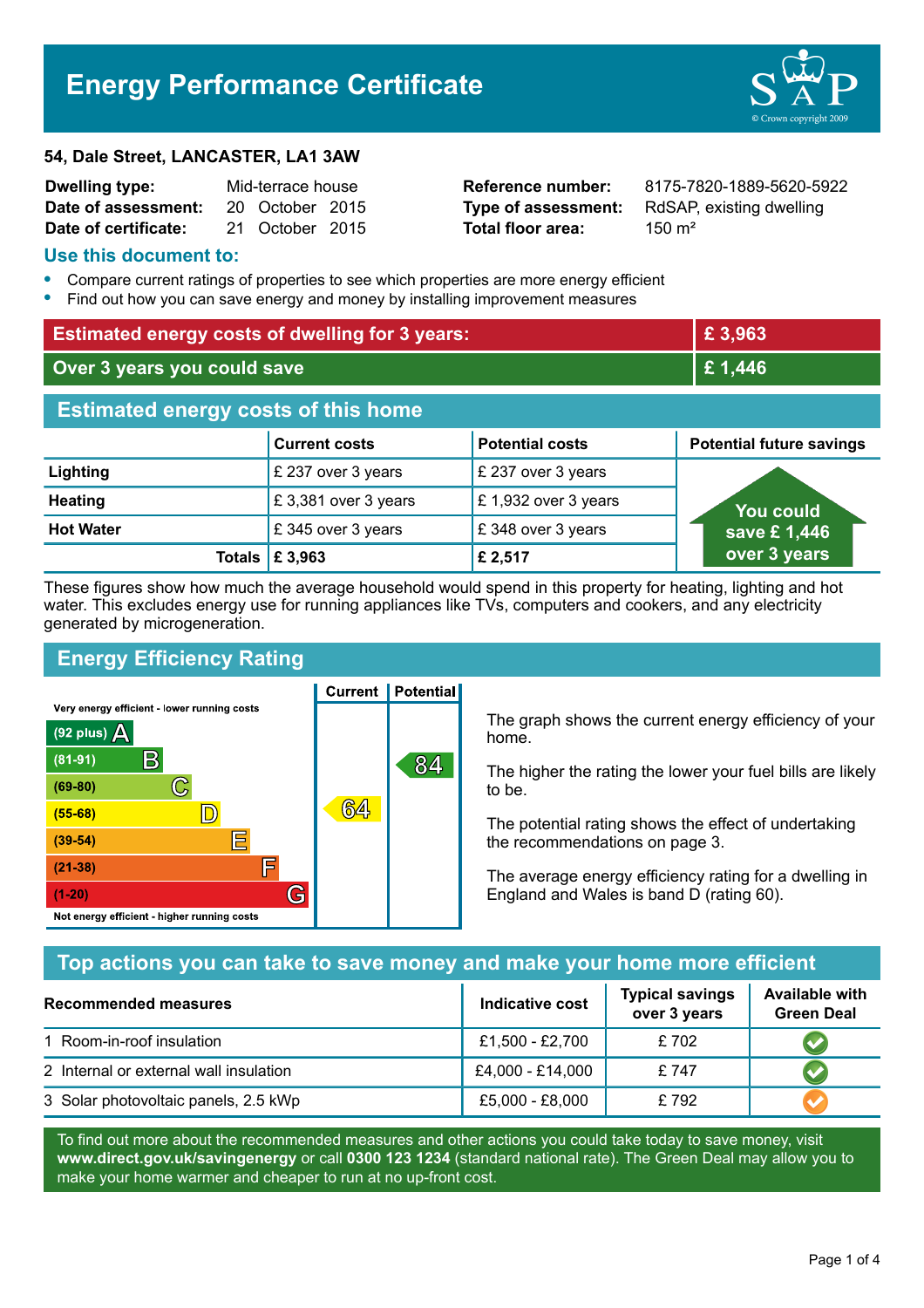# Energy Performance Certificate

**54, Dale Street, LANCASTER, LA1 3AW**

| | | | |
|---|---|---|---|
| **Dwelling type:** | Mid-terrace house | **Reference number:** | 8175-7820-1889-5620-5922 |
| **Date of assessment:** | 20 October 2015 | **Type of assessment:** | RdSAP, existing dwelling |
| **Date of certificate:** | 21 October 2015 | **Total floor area:** | 150 m² |

## Use this document to:

- Compare current ratings of properties to see which properties are more energy efficient
- Find out how you can save energy and money by installing improvement measures

| | |
|---|---|
| **Estimated energy costs of dwelling for 3 years:** | **£ 3,963** |
| **Over 3 years you could save** | **£ 1,446** |

## Estimated energy costs of this home

| | Current costs | Potential costs | Potential future savings |
|---|---|---|---|
| **Lighting** | £ 237 over 3 years | £ 237 over 3 years | You could save £ 1,446 over 3 years |
| **Heating** | £ 3,381 over 3 years | £ 1,932 over 3 years | |
| **Hot Water** | £ 345 over 3 years | £ 348 over 3 years | |
| **Totals** | **£ 3,963** | **£ 2,517** | |

These figures show how much the average household would spend in this property for heating, lighting and hot water. This excludes energy use for running appliances like TVs, computers and cookers, and any electricity generated by microgeneration.

## Energy Efficiency Rating

Very energy efficient - lower running costs

| Rating | Band | Current | Potential |
|---|---|---|---|
| (92 plus) | A | | |
| (81-91) | B | | 84 |
| (69-80) | C | | |
| (55-68) | D | 64 | |
| (39-54) | E | | |
| (21-38) | F | | |
| (1-20) | G | | |

Not energy efficient - higher running costs

The graph shows the current energy efficiency of your home.

The higher the rating the lower your fuel bills are likely to be.

The potential rating shows the effect of undertaking the recommendations on page 3.

The average energy efficiency rating for a dwelling in England and Wales is band D (rating 60).

## Top actions you can take to save money and make your home more efficient

| Recommended measures | Indicative cost | Typical savings over 3 years | Available with Green Deal |
|---|---|---|---|
| 1 Room-in-roof insulation | £1,500 - £2,700 | £ 702 | ✓ |
| 2 Internal or external wall insulation | £4,000 - £14,000 | £ 747 | ✓ |
| 3 Solar photovoltaic panels, 2.5 kWp | £5,000 - £8,000 | £ 792 | ✓ |

To find out more about the recommended measures and other actions you could take today to save money, visit **www.direct.gov.uk/savingenergy** or call **0300 123 1234** (standard national rate). The Green Deal may allow you to make your home warmer and cheaper to run at no up-front cost.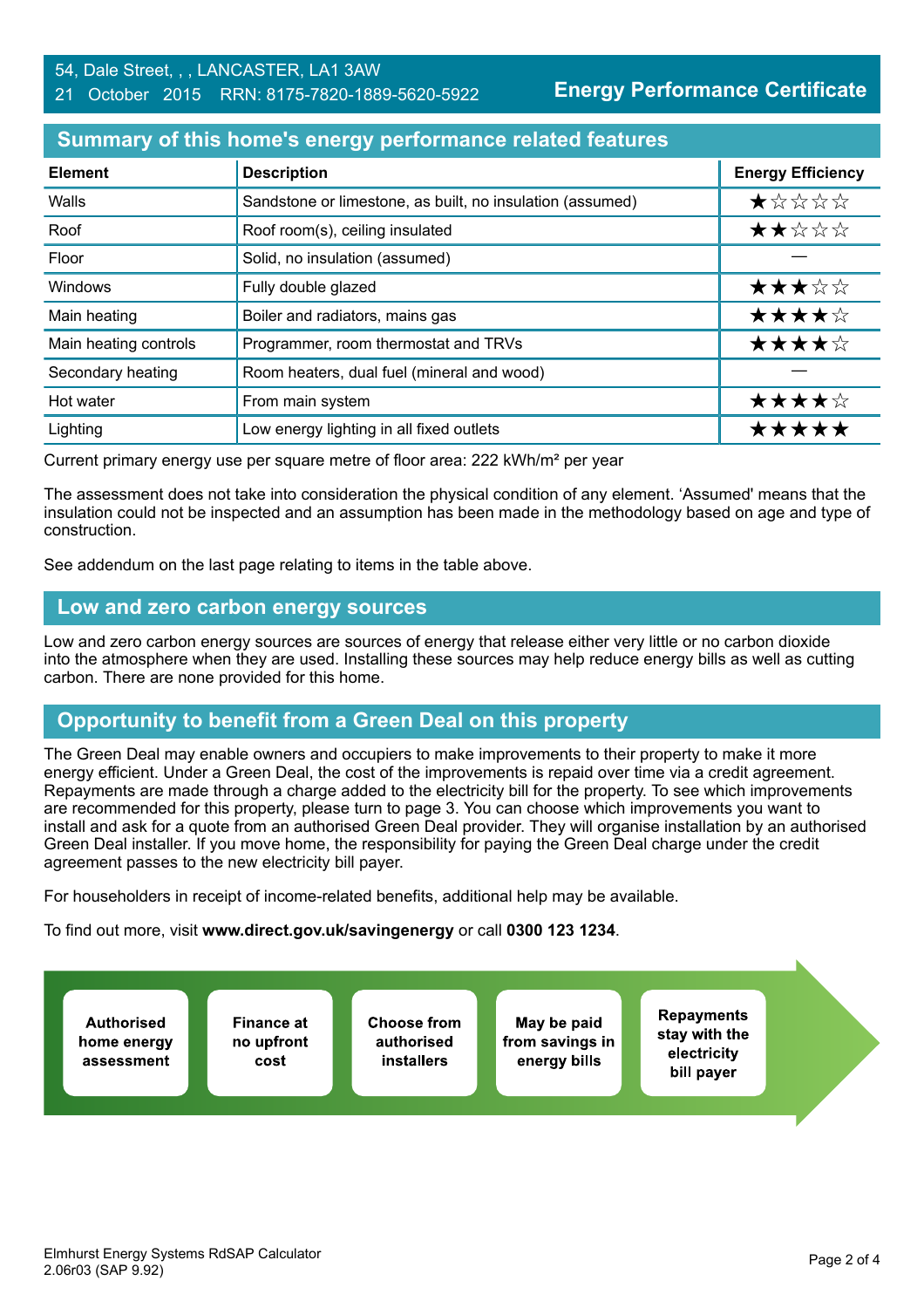54, Dale Street, , , LANCASTER, LA1 3AW
21 October 2015 RRN: 8175-7820-1889-5620-5922

**Energy Performance Certificate**

## Summary of this home's energy performance related features

| Element | Description | Energy Efficiency |
|---|---|---|
| Walls | Sandstone or limestone, as built, no insulation (assumed) | ★☆☆☆☆ |
| Roof | Roof room(s), ceiling insulated | ★★☆☆☆ |
| Floor | Solid, no insulation (assumed) | — |
| Windows | Fully double glazed | ★★★☆☆ |
| Main heating | Boiler and radiators, mains gas | ★★★★☆ |
| Main heating controls | Programmer, room thermostat and TRVs | ★★★★☆ |
| Secondary heating | Room heaters, dual fuel (mineral and wood) | — |
| Hot water | From main system | ★★★★☆ |
| Lighting | Low energy lighting in all fixed outlets | ★★★★★ |

Current primary energy use per square metre of floor area: 222 kWh/m² per year

The assessment does not take into consideration the physical condition of any element. 'Assumed' means that the insulation could not be inspected and an assumption has been made in the methodology based on age and type of construction.

See addendum on the last page relating to items in the table above.

## Low and zero carbon energy sources

Low and zero carbon energy sources are sources of energy that release either very little or no carbon dioxide into the atmosphere when they are used. Installing these sources may help reduce energy bills as well as cutting carbon. There are none provided for this home.

## Opportunity to benefit from a Green Deal on this property

The Green Deal may enable owners and occupiers to make improvements to their property to make it more energy efficient. Under a Green Deal, the cost of the improvements is repaid over time via a credit agreement. Repayments are made through a charge added to the electricity bill for the property. To see which improvements are recommended for this property, please turn to page 3. You can choose which improvements you want to install and ask for a quote from an authorised Green Deal provider. They will organise installation by an authorised Green Deal installer. If you move home, the responsibility for paying the Green Deal charge under the credit agreement passes to the new electricity bill payer.

For householders in receipt of income-related benefits, additional help may be available.

To find out more, visit **www.direct.gov.uk/savingenergy** or call **0300 123 1234**.

**Authorised home energy assessment** → **Finance at no upfront cost** → **Choose from authorised installers** → **May be paid from savings in energy bills** → **Repayments stay with the electricity bill payer**

Elmhurst Energy Systems RdSAP Calculator 2.06r03 (SAP 9.92)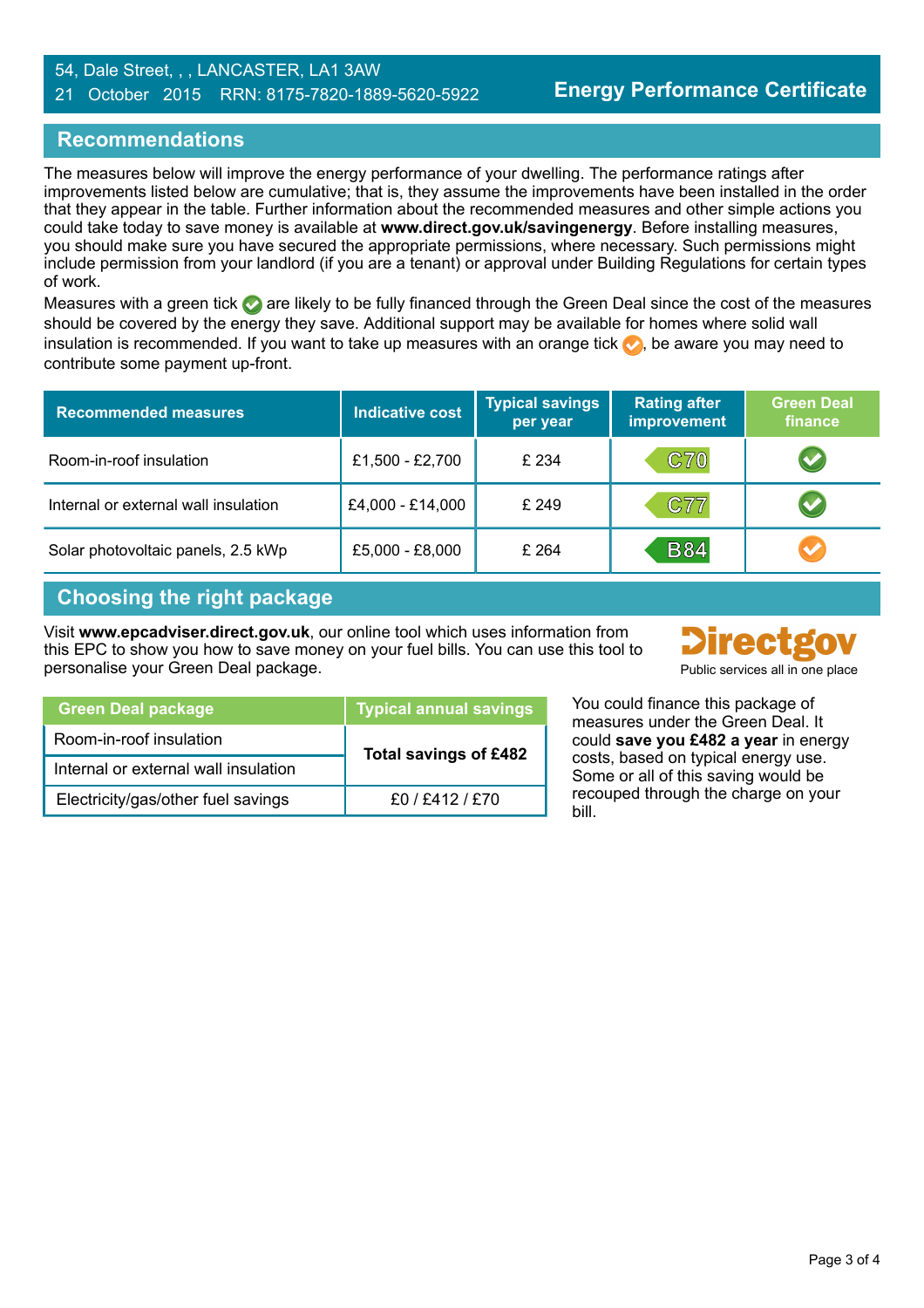54, Dale Street, , , LANCASTER, LA1 3AW
21 October 2015 RRN: 8175-7820-1889-5620-5922

**Energy Performance Certificate**

## Recommendations

The measures below will improve the energy performance of your dwelling. The performance ratings after improvements listed below are cumulative; that is, they assume the improvements have been installed in the order that they appear in the table. Further information about the recommended measures and other simple actions you could take today to save money is available at **www.direct.gov.uk/savingenergy**. Before installing measures, you should make sure you have secured the appropriate permissions, where necessary. Such permissions might include permission from your landlord (if you are a tenant) or approval under Building Regulations for certain types of work.

Measures with a green tick ✔ are likely to be fully financed through the Green Deal since the cost of the measures should be covered by the energy they save. Additional support may be available for homes where solid wall insulation is recommended. If you want to take up measures with an orange tick ✔, be aware you may need to contribute some payment up-front.

| Recommended measures | Indicative cost | Typical savings per year | Rating after improvement | Green Deal finance |
|---|---|---|---|---|
| Room-in-roof insulation | £1,500 - £2,700 | £ 234 | C70 | ✔ (green) |
| Internal or external wall insulation | £4,000 - £14,000 | £ 249 | C77 | ✔ (green) |
| Solar photovoltaic panels, 2.5 kWp | £5,000 - £8,000 | £ 264 | B84 | ✔ (orange) |

## Choosing the right package

Visit **www.epcadviser.direct.gov.uk**, our online tool which uses information from this EPC to show you how to save money on your fuel bills. You can use this tool to personalise your Green Deal package.

Directgov
Public services all in one place

| Green Deal package | Typical annual savings |
|---|---|
| Room-in-roof insulation | **Total savings of £482** |
| Internal or external wall insulation | |
| Electricity/gas/other fuel savings | £0 / £412 / £70 |

You could finance this package of measures under the Green Deal. It could **save you £482 a year** in energy costs, based on typical energy use. Some or all of this saving would be recouped through the charge on your bill.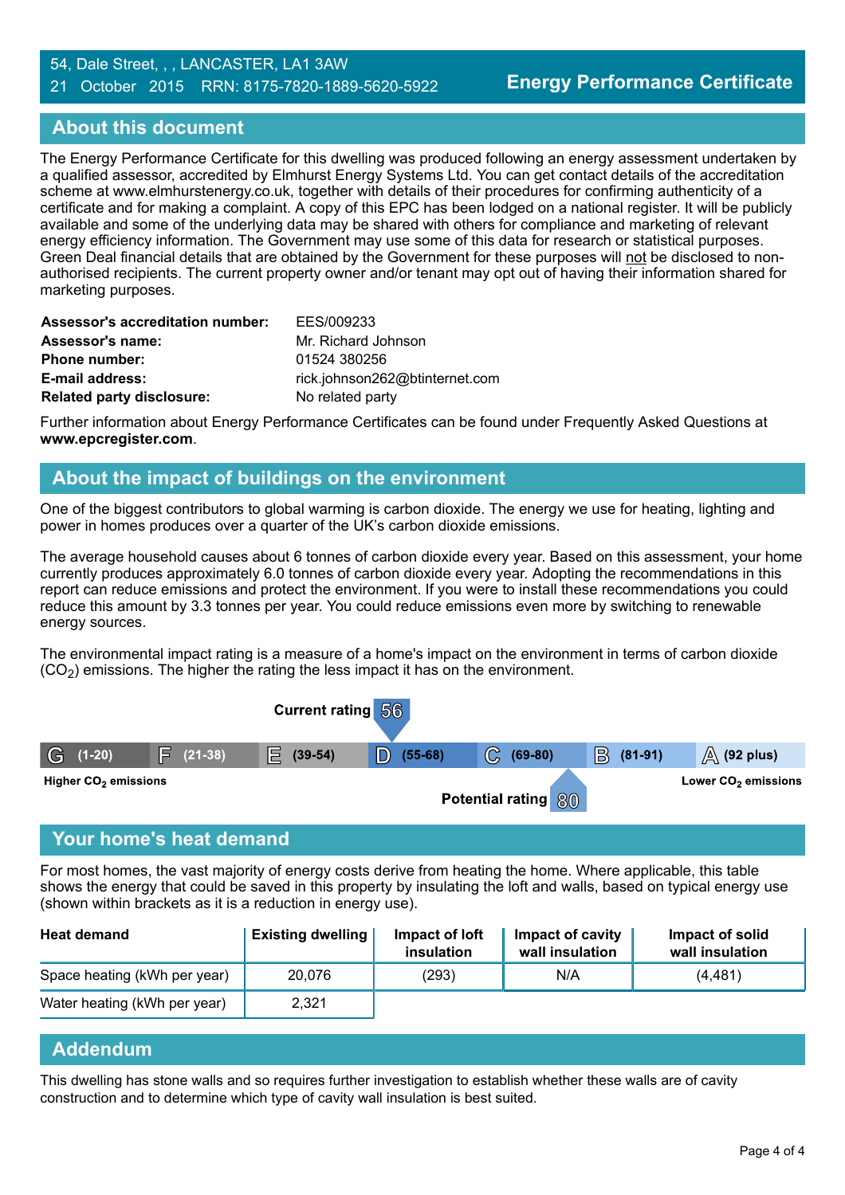54, Dale Street, , , LANCASTER, LA1 3AW
21 October 2015 RRN: 8175-7820-1889-5620-5922

**Energy Performance Certificate**

## About this document

The Energy Performance Certificate for this dwelling was produced following an energy assessment undertaken by a qualified assessor, accredited by Elmhurst Energy Systems Ltd. You can get contact details of the accreditation scheme at www.elmhurstenergy.co.uk, together with details of their procedures for confirming authenticity of a certificate and for making a complaint. A copy of this EPC has been lodged on a national register. It will be publicly available and some of the underlying data may be shared with others for compliance and marketing of relevant energy efficiency information. The Government may use some of this data for research or statistical purposes. Green Deal financial details that are obtained by the Government for these purposes will not be disclosed to non-authorised recipients. The current property owner and/or tenant may opt out of having their information shared for marketing purposes.

| | |
|---|---|
| **Assessor's accreditation number:** | EES/009233 |
| **Assessor's name:** | Mr. Richard Johnson |
| **Phone number:** | 01524 380256 |
| **E-mail address:** | rick.johnson262@btinternet.com |
| **Related party disclosure:** | No related party |

Further information about Energy Performance Certificates can be found under Frequently Asked Questions at **www.epcregister.com**.

## About the impact of buildings on the environment

One of the biggest contributors to global warming is carbon dioxide. The energy we use for heating, lighting and power in homes produces over a quarter of the UK's carbon dioxide emissions.

The average household causes about 6 tonnes of carbon dioxide every year. Based on this assessment, your home currently produces approximately 6.0 tonnes of carbon dioxide every year. Adopting the recommendations in this report can reduce emissions and protect the environment. If you were to install these recommendations you could reduce this amount by 3.3 tonnes per year. You could reduce emissions even more by switching to renewable energy sources.

The environmental impact rating is a measure of a home's impact on the environment in terms of carbon dioxide ($CO_2$) emissions. The higher the rating the less impact it has on the environment.

Current rating 56

G (1-20) F (21-38) E (39-54) D (55-68) C (69-80) B (81-91) A (92 plus)

Higher $CO_2$ emissions

Lower $CO_2$ emissions

Potential rating 80

## Your home's heat demand

For most homes, the vast majority of energy costs derive from heating the home. Where applicable, this table shows the energy that could be saved in this property by insulating the loft and walls, based on typical energy use (shown within brackets as it is a reduction in energy use).

| Heat demand | Existing dwelling | Impact of loft insulation | Impact of cavity wall insulation | Impact of solid wall insulation |
|---|---|---|---|---|
| Space heating (kWh per year) | 20,076 | (293) | N/A | (4,481) |
| Water heating (kWh per year) | 2,321 | | | |

## Addendum

This dwelling has stone walls and so requires further investigation to establish whether these walls are of cavity construction and to determine which type of cavity wall insulation is best suited.